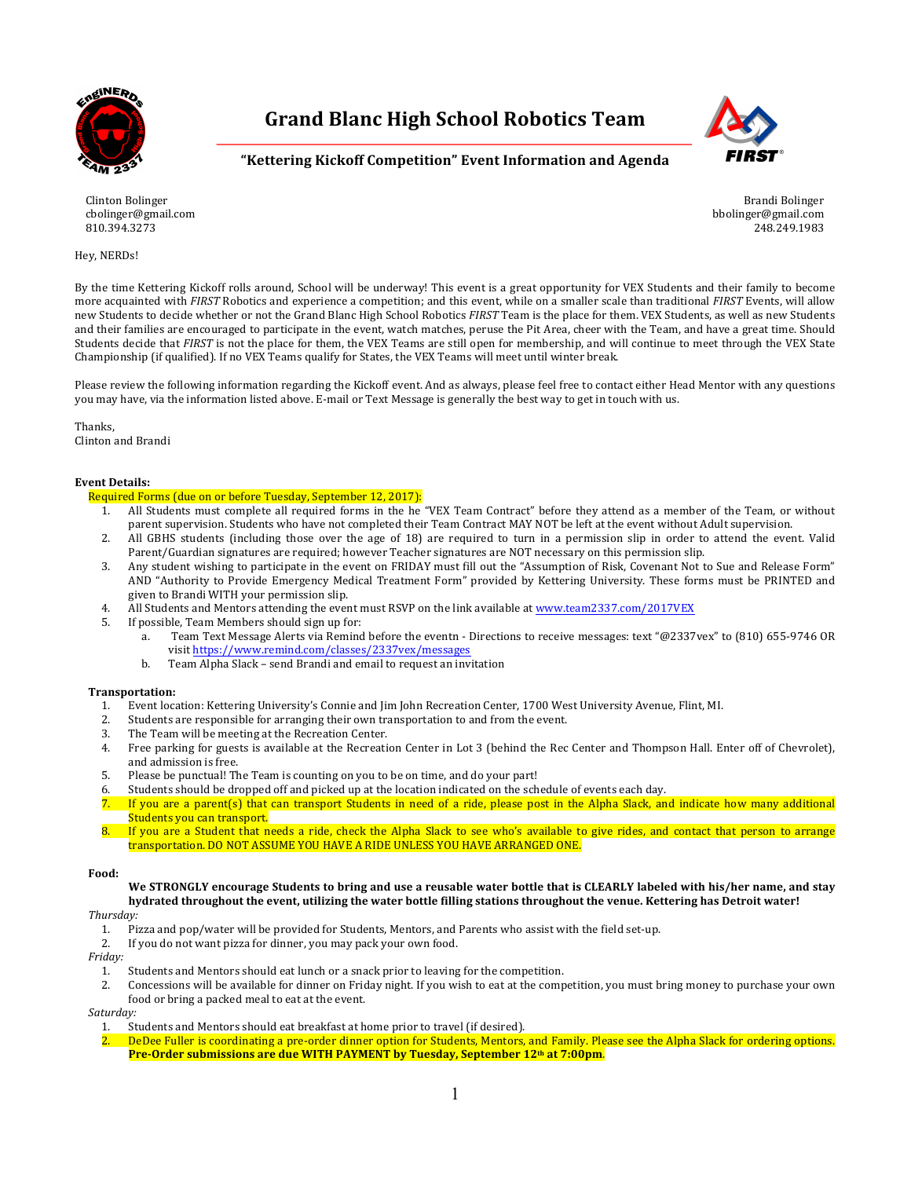# Grand Blanc High School Robotics Team

## "Kettering Kickoff Competition" Event Information and Agenda

Clinton Bolinger
cbolinger@gmail.com
810.394.3273

Brandi Bolinger
bbolinger@gmail.com
248.249.1983

Hey, NERDs!

By the time Kettering Kickoff rolls around, School will be underway! This event is a great opportunity for VEX Students and their family to become more acquainted with *FIRST* Robotics and experience a competition; and this event, while on a smaller scale than traditional *FIRST* Events, will allow new Students to decide whether or not the Grand Blanc High School Robotics *FIRST* Team is the place for them. VEX Students, as well as new Students and their families are encouraged to participate in the event, watch matches, peruse the Pit Area, cheer with the Team, and have a great time. Should Students decide that *FIRST* is not the place for them, the VEX Teams are still open for membership, and will continue to meet through the VEX State Championship (if qualified). If no VEX Teams qualify for States, the VEX Teams will meet until winter break.

Please review the following information regarding the Kickoff event. And as always, please feel free to contact either Head Mentor with any questions you may have, via the information listed above. E-mail or Text Message is generally the best way to get in touch with us.

Thanks,
Clinton and Brandi

**Event Details:**

Required Forms (due on or before Tuesday, September 12, 2017):

1. All Students must complete all required forms in the he "VEX Team Contract" before they attend as a member of the Team, or without parent supervision. Students who have not completed their Team Contract MAY NOT be left at the event without Adult supervision.
2. All GBHS students (including those over the age of 18) are required to turn in a permission slip in order to attend the event. Valid Parent/Guardian signatures are required; however Teacher signatures are NOT necessary on this permission slip.
3. Any student wishing to participate in the event on FRIDAY must fill out the "Assumption of Risk, Covenant Not to Sue and Release Form" AND "Authority to Provide Emergency Medical Treatment Form" provided by Kettering University. These forms must be PRINTED and given to Brandi WITH your permission slip.
4. All Students and Mentors attending the event must RSVP on the link available at www.team2337.com/2017VEX
5. If possible, Team Members should sign up for:
   a. Team Text Message Alerts via Remind before the eventn - Directions to receive messages: text "@2337vex" to (810) 655-9746 OR visit https://www.remind.com/classes/2337vex/messages
   b. Team Alpha Slack – send Brandi and email to request an invitation

**Transportation:**

1. Event location: Kettering University's Connie and Jim John Recreation Center, 1700 West University Avenue, Flint, MI.
2. Students are responsible for arranging their own transportation to and from the event.
3. The Team will be meeting at the Recreation Center.
4. Free parking for guests is available at the Recreation Center in Lot 3 (behind the Rec Center and Thompson Hall. Enter off of Chevrolet), and admission is free.
5. Please be punctual! The Team is counting on you to be on time, and do your part!
6. Students should be dropped off and picked up at the location indicated on the schedule of events each day.
7. If you are a parent(s) that can transport Students in need of a ride, please post in the Alpha Slack, and indicate how many additional Students you can transport.
8. If you are a Student that needs a ride, check the Alpha Slack to see who's available to give rides, and contact that person to arrange transportation. DO NOT ASSUME YOU HAVE A RIDE UNLESS YOU HAVE ARRANGED ONE.

**Food:**

**We STRONGLY encourage Students to bring and use a reusable water bottle that is CLEARLY labeled with his/her name, and stay hydrated throughout the event, utilizing the water bottle filling stations throughout the venue. Kettering has Detroit water!**

*Thursday:*

1. Pizza and pop/water will be provided for Students, Mentors, and Parents who assist with the field set-up.
2. If you do not want pizza for dinner, you may pack your own food.

*Friday:*

1. Students and Mentors should eat lunch or a snack prior to leaving for the competition.
2. Concessions will be available for dinner on Friday night. If you wish to eat at the competition, you must bring money to purchase your own food or bring a packed meal to eat at the event.

*Saturday:*

1. Students and Mentors should eat breakfast at home prior to travel (if desired).
2. DeDee Fuller is coordinating a pre-order dinner option for Students, Mentors, and Family. Please see the Alpha Slack for ordering options. **Pre-Order submissions are due WITH PAYMENT by Tuesday, September 12th at 7:00pm**.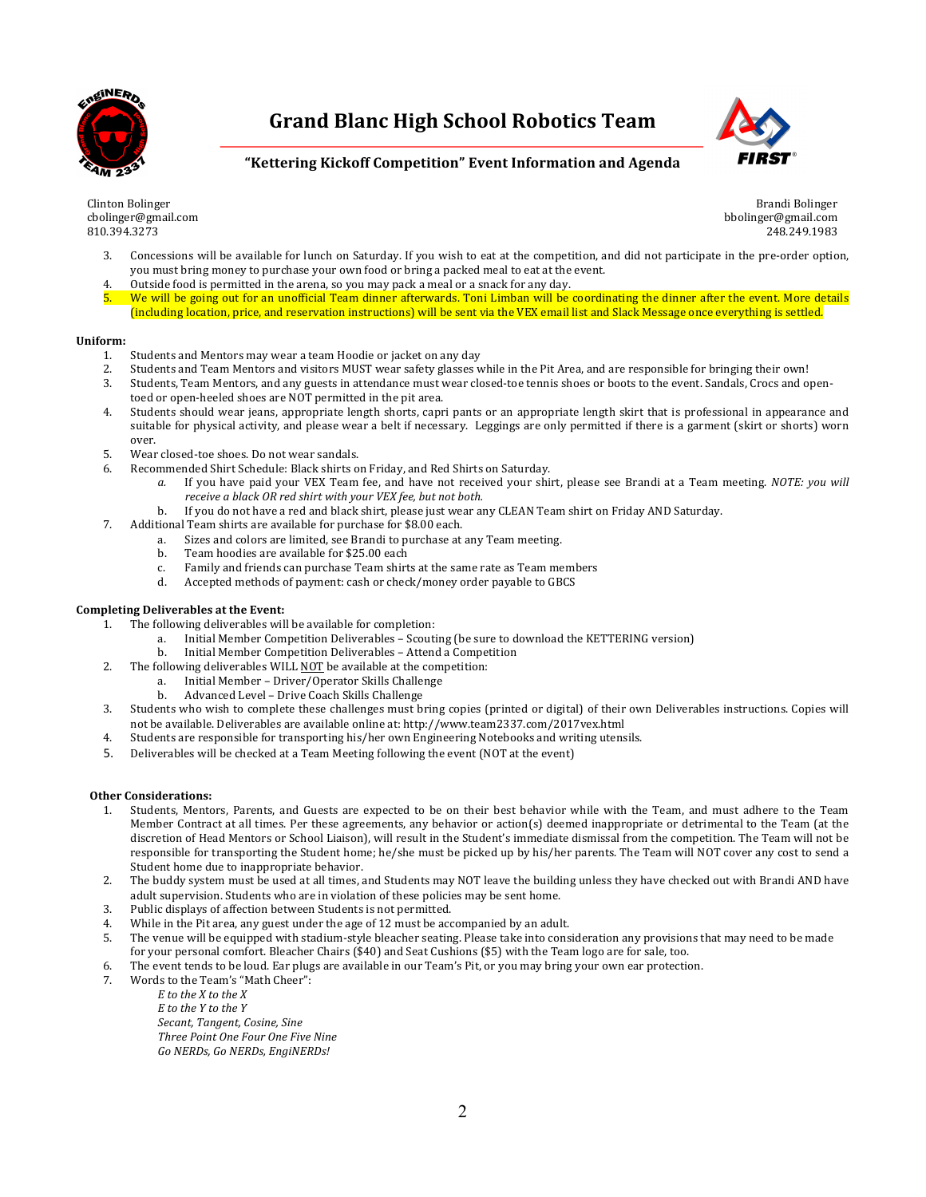# Grand Blanc High School Robotics Team

## "Kettering Kickoff Competition" Event Information and Agenda

Clinton Bolinger
cbolinger@gmail.com
810.394.3273

Brandi Bolinger
bbolinger@gmail.com
248.249.1983

3. Concessions will be available for lunch on Saturday. If you wish to eat at the competition, and did not participate in the pre-order option, you must bring money to purchase your own food or bring a packed meal to eat at the event.
4. Outside food is permitted in the arena, so you may pack a meal or a snack for any day.
5. We will be going out for an unofficial Team dinner afterwards. Toni Limban will be coordinating the dinner after the event. More details (including location, price, and reservation instructions) will be sent via the VEX email list and Slack Message once everything is settled.

**Uniform:**

1. Students and Mentors may wear a team Hoodie or jacket on any day
2. Students and Team Mentors and visitors MUST wear safety glasses while in the Pit Area, and are responsible for bringing their own!
3. Students, Team Mentors, and any guests in attendance must wear closed-toe tennis shoes or boots to the event. Sandals, Crocs and open-toed or open-heeled shoes are NOT permitted in the pit area.
4. Students should wear jeans, appropriate length shorts, capri pants or an appropriate length skirt that is professional in appearance and suitable for physical activity, and please wear a belt if necessary. Leggings are only permitted if there is a garment (skirt or shorts) worn over.
5. Wear closed-toe shoes. Do not wear sandals.
6. Recommended Shirt Schedule: Black shirts on Friday, and Red Shirts on Saturday.
   a. If you have paid your VEX Team fee, and have not received your shirt, please see Brandi at a Team meeting. *NOTE: you will receive a black OR red shirt with your VEX fee, but not both.*
   b. If you do not have a red and black shirt, please just wear any CLEAN Team shirt on Friday AND Saturday.
7. Additional Team shirts are available for purchase for $8.00 each.
   a. Sizes and colors are limited, see Brandi to purchase at any Team meeting.
   b. Team hoodies are available for $25.00 each
   c. Family and friends can purchase Team shirts at the same rate as Team members
   d. Accepted methods of payment: cash or check/money order payable to GBCS

**Completing Deliverables at the Event:**

1. The following deliverables will be available for completion:
   a. Initial Member Competition Deliverables – Scouting (be sure to download the KETTERING version)
   b. Initial Member Competition Deliverables – Attend a Competition
2. The following deliverables WILL <u>NOT</u> be available at the competition:
   a. Initial Member – Driver/Operator Skills Challenge
   b. Advanced Level – Drive Coach Skills Challenge
3. Students who wish to complete these challenges must bring copies (printed or digital) of their own Deliverables instructions. Copies will not be available. Deliverables are available online at: http://www.team2337.com/2017vex.html
4. Students are responsible for transporting his/her own Engineering Notebooks and writing utensils.
5. Deliverables will be checked at a Team Meeting following the event (NOT at the event)

**Other Considerations:**

1. Students, Mentors, Parents, and Guests are expected to be on their best behavior while with the Team, and must adhere to the Team Member Contract at all times. Per these agreements, any behavior or action(s) deemed inappropriate or detrimental to the Team (at the discretion of Head Mentors or School Liaison), will result in the Student's immediate dismissal from the competition. The Team will not be responsible for transporting the Student home; he/she must be picked up by his/her parents. The Team will NOT cover any cost to send a Student home due to inappropriate behavior.
2. The buddy system must be used at all times, and Students may NOT leave the building unless they have checked out with Brandi AND have adult supervision. Students who are in violation of these policies may be sent home.
3. Public displays of affection between Students is not permitted.
4. While in the Pit area, any guest under the age of 12 must be accompanied by an adult.
5. The venue will be equipped with stadium-style bleacher seating. Please take into consideration any provisions that may need to be made for your personal comfort. Bleacher Chairs ($40) and Seat Cushions ($5) with the Team logo are for sale, too.
6. The event tends to be loud. Ear plugs are available in our Team's Pit, or you may bring your own ear protection.
7. Words to the Team's "Math Cheer":

   *E to the X to the X*
   *E to the Y to the Y*
   *Secant, Tangent, Cosine, Sine*
   *Three Point One Four One Five Nine*
   *Go NERDs, Go NERDs, EngiNERDs!*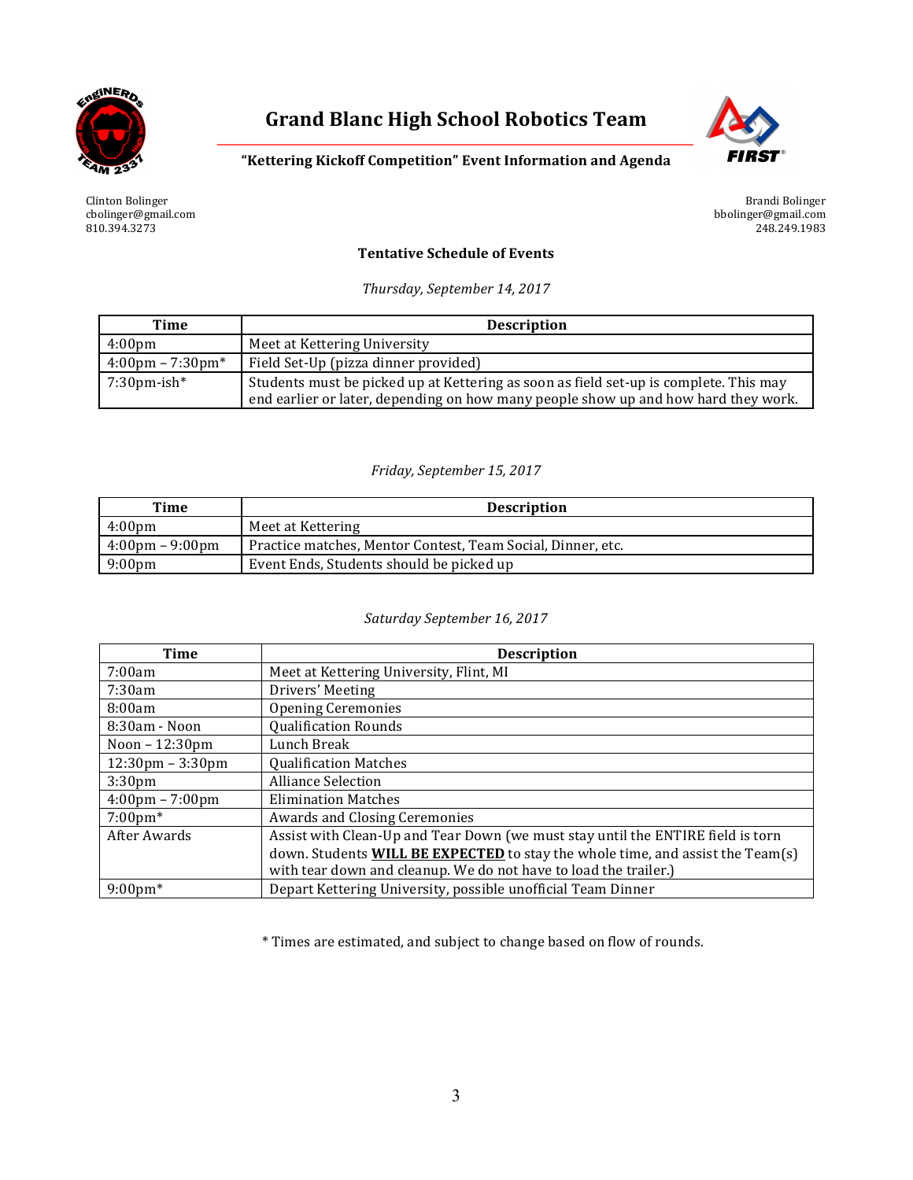# Grand Blanc High School Robotics Team

## "Kettering Kickoff Competition" Event Information and Agenda

Clinton Bolinger
cbolinger@gmail.com
810.394.3273

Brandi Bolinger
bbolinger@gmail.com
248.249.1983

### Tentative Schedule of Events

*Thursday, September 14, 2017*

| Time | Description |
|---|---|
| 4:00pm | Meet at Kettering University |
| 4:00pm – 7:30pm* | Field Set-Up (pizza dinner provided) |
| 7:30pm-ish* | Students must be picked up at Kettering as soon as field set-up is complete. This may end earlier or later, depending on how many people show up and how hard they work. |

*Friday, September 15, 2017*

| Time | Description |
|---|---|
| 4:00pm | Meet at Kettering |
| 4:00pm – 9:00pm | Practice matches, Mentor Contest, Team Social, Dinner, etc. |
| 9:00pm | Event Ends, Students should be picked up |

*Saturday September 16, 2017*

| Time | Description |
|---|---|
| 7:00am | Meet at Kettering University, Flint, MI |
| 7:30am | Drivers' Meeting |
| 8:00am | Opening Ceremonies |
| 8:30am - Noon | Qualification Rounds |
| Noon – 12:30pm | Lunch Break |
| 12:30pm – 3:30pm | Qualification Matches |
| 3:30pm | Alliance Selection |
| 4:00pm – 7:00pm | Elimination Matches |
| 7:00pm* | Awards and Closing Ceremonies |
| After Awards | Assist with Clean-Up and Tear Down (we must stay until the ENTIRE field is torn down. Students **WILL BE EXPECTED** to stay the whole time, and assist the Team(s) with tear down and cleanup. We do not have to load the trailer.) |
| 9:00pm* | Depart Kettering University, possible unofficial Team Dinner |

* Times are estimated, and subject to change based on flow of rounds.